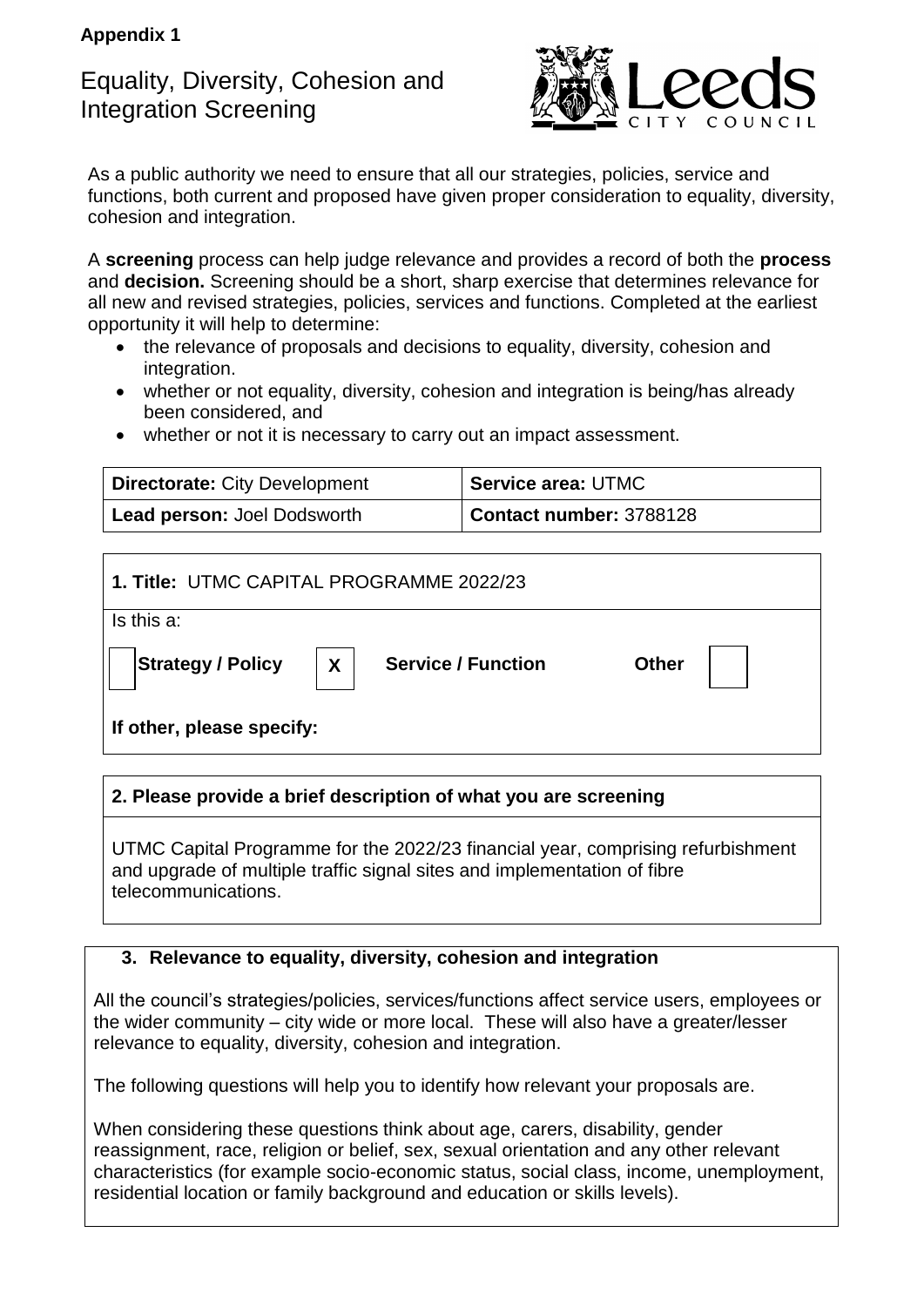**Appendix 1**

# Equality, Diversity, Cohesion and Integration Screening

Leeds CITY COUNCIL

As a public authority we need to ensure that all our strategies, policies, service and functions, both current and proposed have given proper consideration to equality, diversity, cohesion and integration.

A **screening** process can help judge relevance and provides a record of both the **process** and **decision.** Screening should be a short, sharp exercise that determines relevance for all new and revised strategies, policies, services and functions. Completed at the earliest opportunity it will help to determine:

- the relevance of proposals and decisions to equality, diversity, cohesion and integration.
- whether or not equality, diversity, cohesion and integration is being/has already been considered, and
- whether or not it is necessary to carry out an impact assessment.

| **Directorate:** City Development | **Service area:** UTMC |
|---|---|
| **Lead person:** Joel Dodsworth | **Contact number:** 3788128 |

**1. Title:** UTMC CAPITAL PROGRAMME 2022/23

Is this a:

| | **Strategy / Policy** | X | **Service / Function** | **Other** | |
|---|---|---|---|---|---|

**If other, please specify:**

**2. Please provide a brief description of what you are screening**

UTMC Capital Programme for the 2022/23 financial year, comprising refurbishment and upgrade of multiple traffic signal sites and implementation of fibre telecommunications.

**3. Relevance to equality, diversity, cohesion and integration**

All the council's strategies/policies, services/functions affect service users, employees or the wider community – city wide or more local. These will also have a greater/lesser relevance to equality, diversity, cohesion and integration.

The following questions will help you to identify how relevant your proposals are.

When considering these questions think about age, carers, disability, gender reassignment, race, religion or belief, sex, sexual orientation and any other relevant characteristics (for example socio-economic status, social class, income, unemployment, residential location or family background and education or skills levels).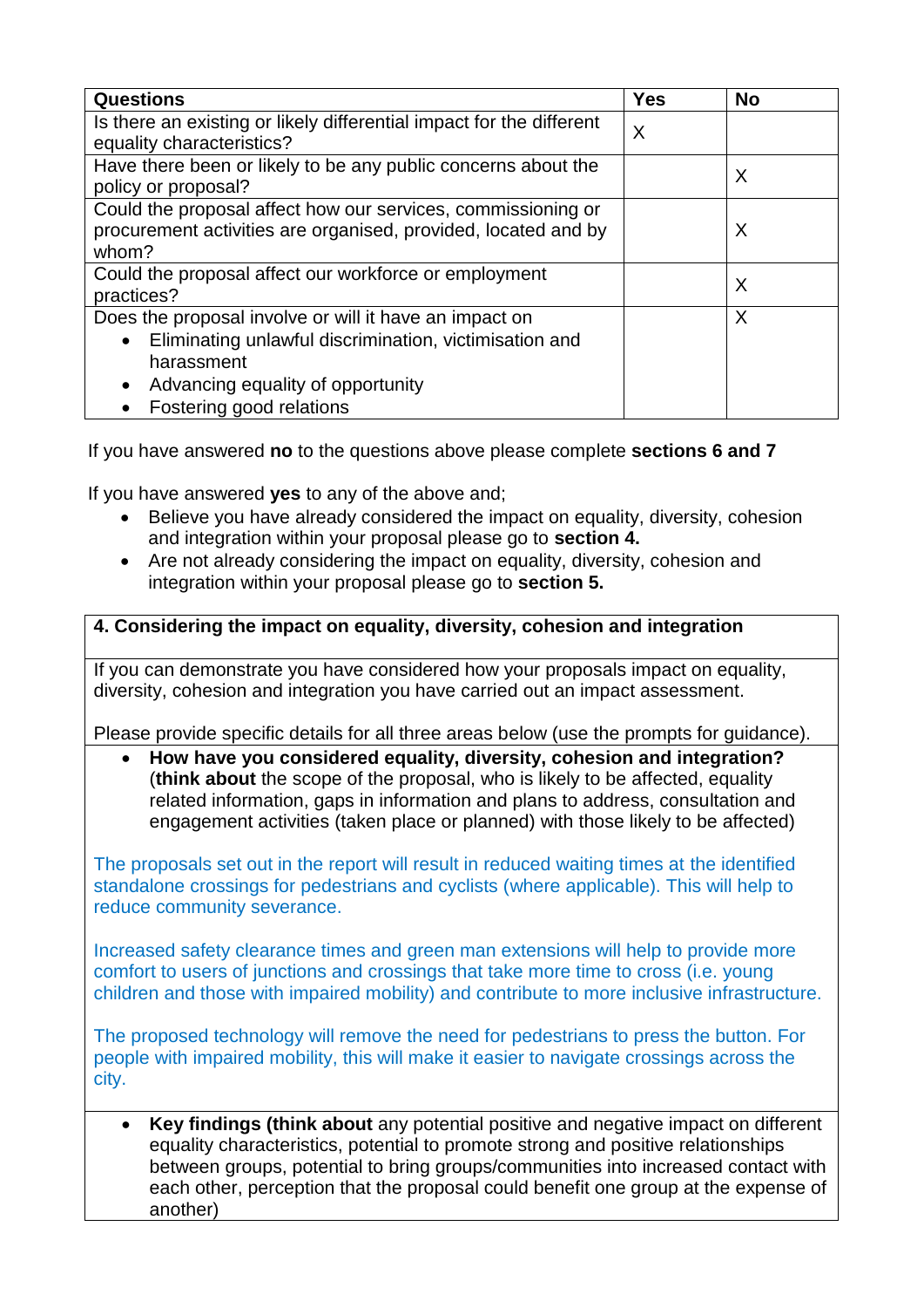| Questions | Yes | No |
|---|---|---|
| Is there an existing or likely differential impact for the different equality characteristics? | X | |
| Have there been or likely to be any public concerns about the policy or proposal? | | X |
| Could the proposal affect how our services, commissioning or procurement activities are organised, provided, located and by whom? | | X |
| Could the proposal affect our workforce or employment practices? | | X |
| Does the proposal involve or will it have an impact on<br>• Eliminating unlawful discrimination, victimisation and harassment<br>• Advancing equality of opportunity<br>• Fostering good relations | | X |

If you have answered **no** to the questions above please complete **sections 6 and 7**

If you have answered **yes** to any of the above and;

- Believe you have already considered the impact on equality, diversity, cohesion and integration within your proposal please go to **section 4.**
- Are not already considering the impact on equality, diversity, cohesion and integration within your proposal please go to **section 5.**

## 4. Considering the impact on equality, diversity, cohesion and integration

If you can demonstrate you have considered how your proposals impact on equality, diversity, cohesion and integration you have carried out an impact assessment.

Please provide specific details for all three areas below (use the prompts for guidance).

- **How have you considered equality, diversity, cohesion and integration?** (**think about** the scope of the proposal, who is likely to be affected, equality related information, gaps in information and plans to address, consultation and engagement activities (taken place or planned) with those likely to be affected)

The proposals set out in the report will result in reduced waiting times at the identified standalone crossings for pedestrians and cyclists (where applicable). This will help to reduce community severance.

Increased safety clearance times and green man extensions will help to provide more comfort to users of junctions and crossings that take more time to cross (i.e. young children and those with impaired mobility) and contribute to more inclusive infrastructure.

The proposed technology will remove the need for pedestrians to press the button. For people with impaired mobility, this will make it easier to navigate crossings across the city.

- **Key findings (think about** any potential positive and negative impact on different equality characteristics, potential to promote strong and positive relationships between groups, potential to bring groups/communities into increased contact with each other, perception that the proposal could benefit one group at the expense of another)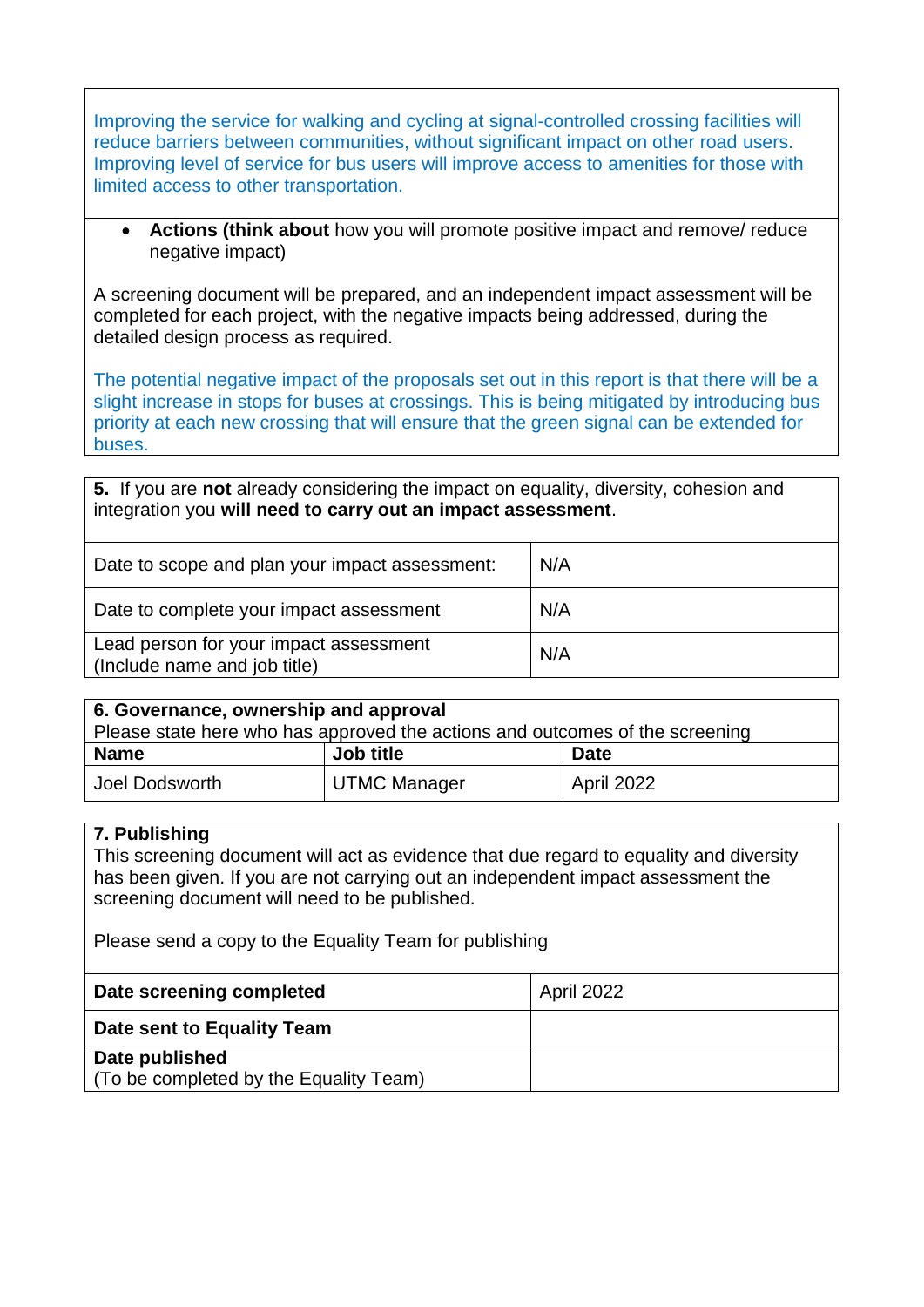Improving the service for walking and cycling at signal-controlled crossing facilities will reduce barriers between communities, without significant impact on other road users. Improving level of service for bus users will improve access to amenities for those with limited access to other transportation.

- **Actions (think about** how you will promote positive impact and remove/ reduce negative impact)

A screening document will be prepared, and an independent impact assessment will be completed for each project, with the negative impacts being addressed, during the detailed design process as required.

The potential negative impact of the proposals set out in this report is that there will be a slight increase in stops for buses at crossings. This is being mitigated by introducing bus priority at each new crossing that will ensure that the green signal can be extended for buses.

**5.** If you are **not** already considering the impact on equality, diversity, cohesion and integration you **will need to carry out an impact assessment**.

| | |
|---|---|
| Date to scope and plan your impact assessment: | N/A |
| Date to complete your impact assessment | N/A |
| Lead person for your impact assessment (Include name and job title) | N/A |

**6. Governance, ownership and approval**

Please state here who has approved the actions and outcomes of the screening

| Name | Job title | Date |
|---|---|---|
| Joel Dodsworth | UTMC Manager | April 2022 |

**7. Publishing**

This screening document will act as evidence that due regard to equality and diversity has been given. If you are not carrying out an independent impact assessment the screening document will need to be published.

Please send a copy to the Equality Team for publishing

| | |
|---|---|
| **Date screening completed** | April 2022 |
| **Date sent to Equality Team** | |
| **Date published** (To be completed by the Equality Team) | |